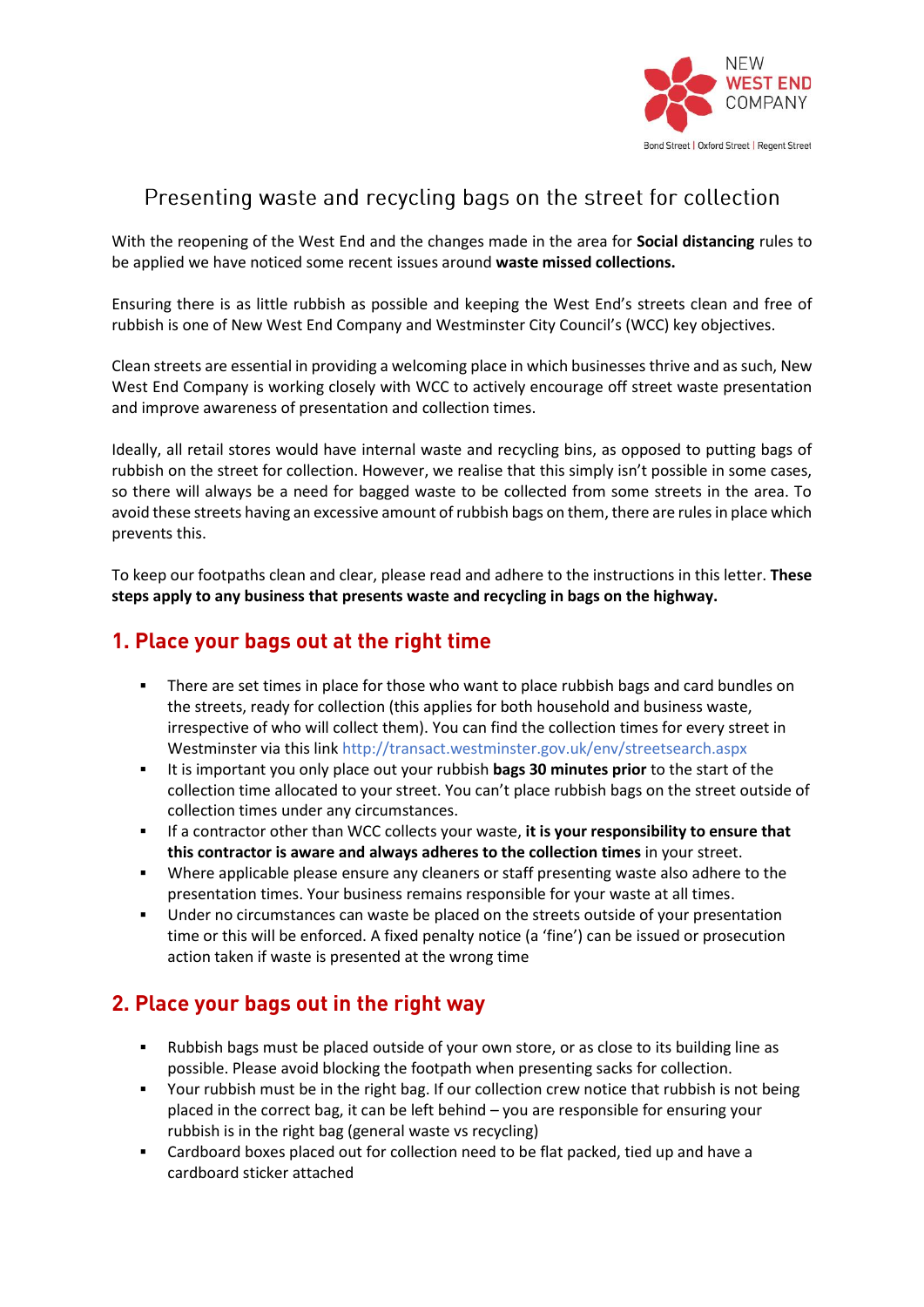NEW WEST END COMPANY

Bond Street | Oxford Street | Regent Street

# Presenting waste and recycling bags on the street for collection

With the reopening of the West End and the changes made in the area for **Social distancing** rules to be applied we have noticed some recent issues around **waste missed collections.**

Ensuring there is as little rubbish as possible and keeping the West End's streets clean and free of rubbish is one of New West End Company and Westminster City Council's (WCC) key objectives.

Clean streets are essential in providing a welcoming place in which businesses thrive and as such, New West End Company is working closely with WCC to actively encourage off street waste presentation and improve awareness of presentation and collection times.

Ideally, all retail stores would have internal waste and recycling bins, as opposed to putting bags of rubbish on the street for collection. However, we realise that this simply isn't possible in some cases, so there will always be a need for bagged waste to be collected from some streets in the area. To avoid these streets having an excessive amount of rubbish bags on them, there are rules in place which prevents this.

To keep our footpaths clean and clear, please read and adhere to the instructions in this letter. **These steps apply to any business that presents waste and recycling in bags on the highway.**

## 1. Place your bags out at the right time

- There are set times in place for those who want to place rubbish bags and card bundles on the streets, ready for collection (this applies for both household and business waste, irrespective of who will collect them). You can find the collection times for every street in Westminster via this link http://transact.westminster.gov.uk/env/streetsearch.aspx
- It is important you only place out your rubbish **bags 30 minutes prior** to the start of the collection time allocated to your street. You can't place rubbish bags on the street outside of collection times under any circumstances.
- If a contractor other than WCC collects your waste, **it is your responsibility to ensure that this contractor is aware and always adheres to the collection times** in your street.
- Where applicable please ensure any cleaners or staff presenting waste also adhere to the presentation times. Your business remains responsible for your waste at all times.
- Under no circumstances can waste be placed on the streets outside of your presentation time or this will be enforced. A fixed penalty notice (a 'fine') can be issued or prosecution action taken if waste is presented at the wrong time

## 2. Place your bags out in the right way

- Rubbish bags must be placed outside of your own store, or as close to its building line as possible. Please avoid blocking the footpath when presenting sacks for collection.
- Your rubbish must be in the right bag. If our collection crew notice that rubbish is not being placed in the correct bag, it can be left behind – you are responsible for ensuring your rubbish is in the right bag (general waste vs recycling)
- Cardboard boxes placed out for collection need to be flat packed, tied up and have a cardboard sticker attached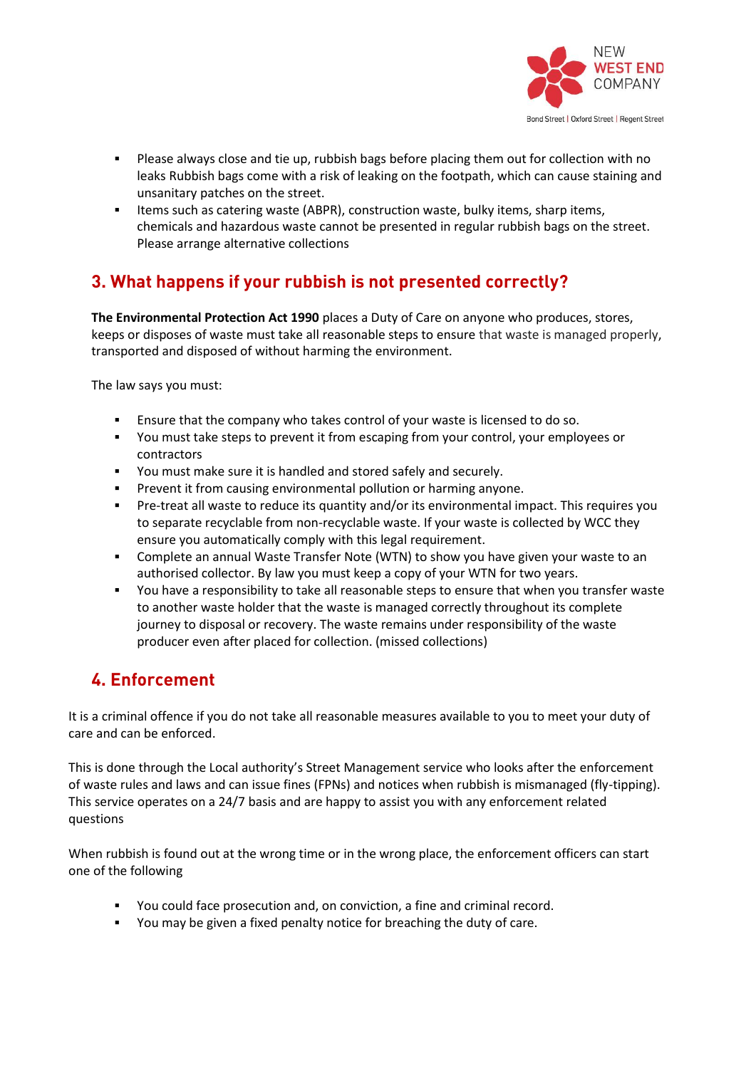- Please always close and tie up, rubbish bags before placing them out for collection with no leaks Rubbish bags come with a risk of leaking on the footpath, which can cause staining and unsanitary patches on the street.
- Items such as catering waste (ABPR), construction waste, bulky items, sharp items, chemicals and hazardous waste cannot be presented in regular rubbish bags on the street. Please arrange alternative collections

## 3. What happens if your rubbish is not presented correctly?

**The Environmental Protection Act 1990** places a Duty of Care on anyone who produces, stores, keeps or disposes of waste must take all reasonable steps to ensure that waste is managed properly, transported and disposed of without harming the environment.

The law says you must:

- Ensure that the company who takes control of your waste is licensed to do so.
- You must take steps to prevent it from escaping from your control, your employees or contractors
- You must make sure it is handled and stored safely and securely.
- Prevent it from causing environmental pollution or harming anyone.
- Pre-treat all waste to reduce its quantity and/or its environmental impact. This requires you to separate recyclable from non-recyclable waste. If your waste is collected by WCC they ensure you automatically comply with this legal requirement.
- Complete an annual Waste Transfer Note (WTN) to show you have given your waste to an authorised collector. By law you must keep a copy of your WTN for two years.
- You have a responsibility to take all reasonable steps to ensure that when you transfer waste to another waste holder that the waste is managed correctly throughout its complete journey to disposal or recovery. The waste remains under responsibility of the waste producer even after placed for collection. (missed collections)

## 4. Enforcement

It is a criminal offence if you do not take all reasonable measures available to you to meet your duty of care and can be enforced.

This is done through the Local authority's Street Management service who looks after the enforcement of waste rules and laws and can issue fines (FPNs) and notices when rubbish is mismanaged (fly-tipping). This service operates on a 24/7 basis and are happy to assist you with any enforcement related questions

When rubbish is found out at the wrong time or in the wrong place, the enforcement officers can start one of the following

- You could face prosecution and, on conviction, a fine and criminal record.
- You may be given a fixed penalty notice for breaching the duty of care.